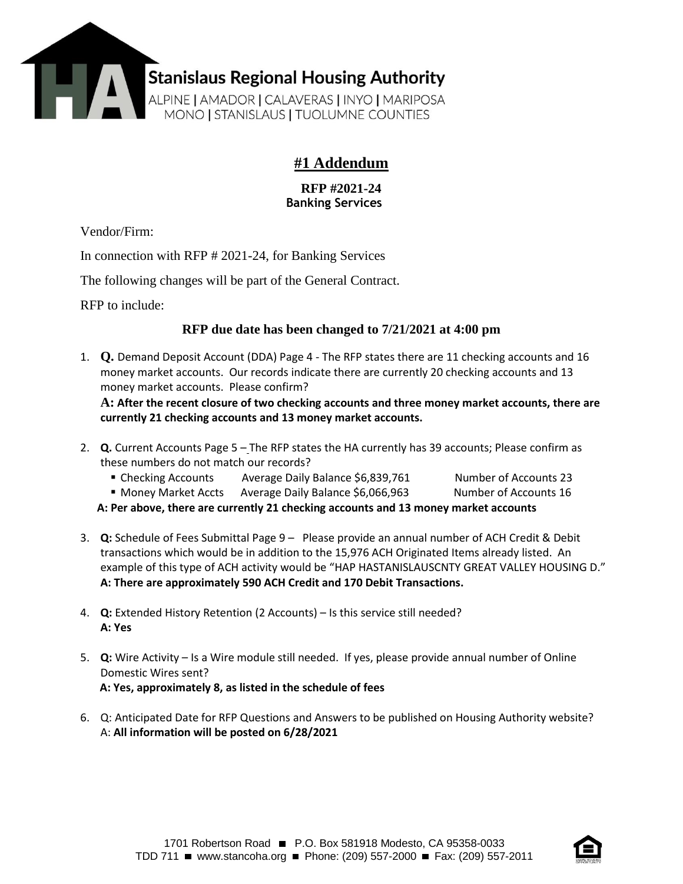**Stanislaus Regional Housing Authority**

ALPINE | AMADOR | CALAVERAS | INYO | MARIPOSA
MONO | STANISLAUS | TUOLUMNE COUNTIES

# #1 Addendum

**RFP #2021-24**
**Banking Services**

Vendor/Firm:

In connection with RFP # 2021-24, for Banking Services

The following changes will be part of the General Contract.

RFP to include:

**RFP due date has been changed to 7/21/2021 at 4:00 pm**

1. **Q.** Demand Deposit Account (DDA) Page 4 - The RFP states there are 11 checking accounts and 16 money market accounts. Our records indicate there are currently 20 checking accounts and 13 money market accounts. Please confirm?
   **A: After the recent closure of two checking accounts and three money market accounts, there are currently 21 checking accounts and 13 money market accounts.**

2. **Q.** Current Accounts Page 5 – The RFP states the HA currently has 39 accounts; Please confirm as these numbers do not match our records?
   - Checking Accounts Average Daily Balance $6,839,761 Number of Accounts 23
   - Money Market Accts Average Daily Balance $6,066,963 Number of Accounts 16

   **A: Per above, there are currently 21 checking accounts and 13 money market accounts**

3. **Q:** Schedule of Fees Submittal Page 9 – Please provide an annual number of ACH Credit & Debit transactions which would be in addition to the 15,976 ACH Originated Items already listed. An example of this type of ACH activity would be "HAP HASTANISLAUSCNTY GREAT VALLEY HOUSING D."
   **A: There are approximately 590 ACH Credit and 170 Debit Transactions.**

4. **Q:** Extended History Retention (2 Accounts) – Is this service still needed?
   **A: Yes**

5. **Q:** Wire Activity – Is a Wire module still needed. If yes, please provide annual number of Online Domestic Wires sent?
   **A: Yes, approximately 8, as listed in the schedule of fees**

6. Q: Anticipated Date for RFP Questions and Answers to be published on Housing Authority website?
   A: **All information will be posted on 6/28/2021**

1701 Robertson Road ■ P.O. Box 581918 Modesto, CA 95358-0033
TDD 711 ■ www.stancoha.org ■ Phone: (209) 557-2000 ■ Fax: (209) 557-2011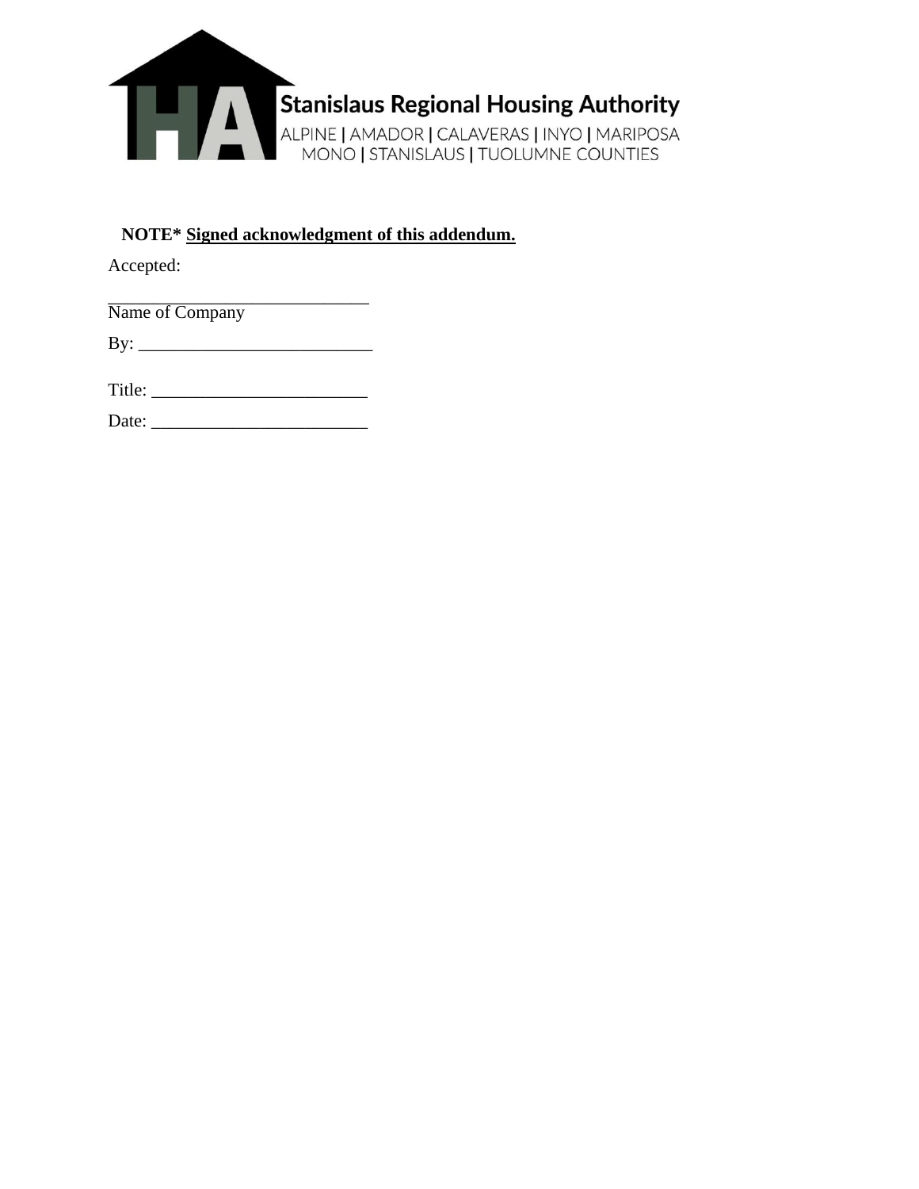Stanislaus Regional Housing Authority

ALPINE | AMADOR | CALAVERAS | INYO | MARIPOSA
MONO | STANISLAUS | TUOLUMNE COUNTIES

**NOTE*** **<u>Signed acknowledgment of this addendum.</u>**

Accepted:

______________________________
Name of Company

By: __________________________

Title: ________________________

Date: ________________________